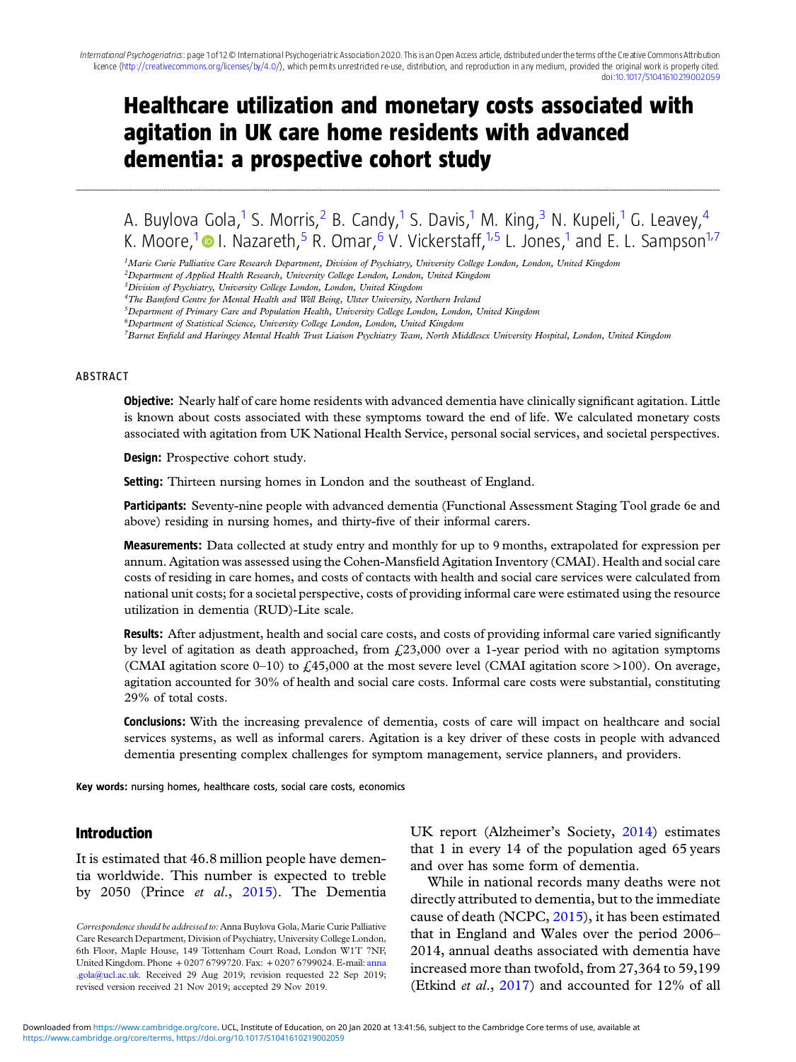# Healthcare utilization and monetary costs associated with agitation in UK care home residents with advanced dementia: a prospective cohort study

A. Buylova Gola,[1] S. Morris,[2] B. Candy,[1] S. Davis,[1] M. King,[3] N. Kupeli,[1] G. Leavey,[4] K. Moore,[1] I. Nazareth,[5] R. Omar,[6] V. Vickerstaff,[1,5] L. Jones,[1] and E. L. Sampson[1,7]

[1]*Marie Curie Palliative Care Research Department, Division of Psychiatry, University College London, London, United Kingdom*
[2]*Department of Applied Health Research, University College London, London, United Kingdom*
[3]*Division of Psychiatry, University College London, London, United Kingdom*
[4]*The Bamford Centre for Mental Health and Well Being, Ulster University, Northern Ireland*
[5]*Department of Primary Care and Population Health, University College London, London, United Kingdom*
[6]*Department of Statistical Science, University College London, London, United Kingdom*
[7]*Barnet Enfield and Haringey Mental Health Trust Liaison Psychiatry Team, North Middlesex University Hospital, London, United Kingdom*

## ABSTRACT

**Objective:** Nearly half of care home residents with advanced dementia have clinically significant agitation. Little is known about costs associated with these symptoms toward the end of life. We calculated monetary costs associated with agitation from UK National Health Service, personal social services, and societal perspectives.

**Design:** Prospective cohort study.

**Setting:** Thirteen nursing homes in London and the southeast of England.

**Participants:** Seventy-nine people with advanced dementia (Functional Assessment Staging Tool grade 6e and above) residing in nursing homes, and thirty-five of their informal carers.

**Measurements:** Data collected at study entry and monthly for up to 9 months, extrapolated for expression per annum. Agitation was assessed using the Cohen-Mansfield Agitation Inventory (CMAI). Health and social care costs of residing in care homes, and costs of contacts with health and social care services were calculated from national unit costs; for a societal perspective, costs of providing informal care were estimated using the resource utilization in dementia (RUD)-Lite scale.

**Results:** After adjustment, health and social care costs, and costs of providing informal care varied significantly by level of agitation as death approached, from £23,000 over a 1-year period with no agitation symptoms (CMAI agitation score 0–10) to £45,000 at the most severe level (CMAI agitation score >100). On average, agitation accounted for 30% of health and social care costs. Informal care costs were substantial, constituting 29% of total costs.

**Conclusions:** With the increasing prevalence of dementia, costs of care will impact on healthcare and social services systems, as well as informal carers. Agitation is a key driver of these costs in people with advanced dementia presenting complex challenges for symptom management, service planners, and providers.

**Key words:** nursing homes, healthcare costs, social care costs, economics

## Introduction

It is estimated that 46.8 million people have dementia worldwide. This number is expected to treble by 2050 (Prince *et al.*, 2015). The Dementia UK report (Alzheimer's Society, 2014) estimates that 1 in every 14 of the population aged 65 years and over has some form of dementia.

While in national records many deaths were not directly attributed to dementia, but to the immediate cause of death (NCPC, 2015), it has been estimated that in England and Wales over the period 2006–2014, annual deaths associated with dementia have increased more than twofold, from 27,364 to 59,199 (Etkind *et al.*, 2017) and accounted for 12% of all

*Correspondence should be addressed to:* Anna Buylova Gola, Marie Curie Palliative Care Research Department, Division of Psychiatry, University College London, 6th Floor, Maple House, 149 Tottenham Court Road, London W1T 7NF, United Kingdom. Phone + 0207 6799720. Fax: + 0207 6799024. E-mail: anna.gola@ucl.ac.uk. Received 29 Aug 2019; revision requested 22 Sep 2019; revised version received 21 Nov 2019; accepted 29 Nov 2019.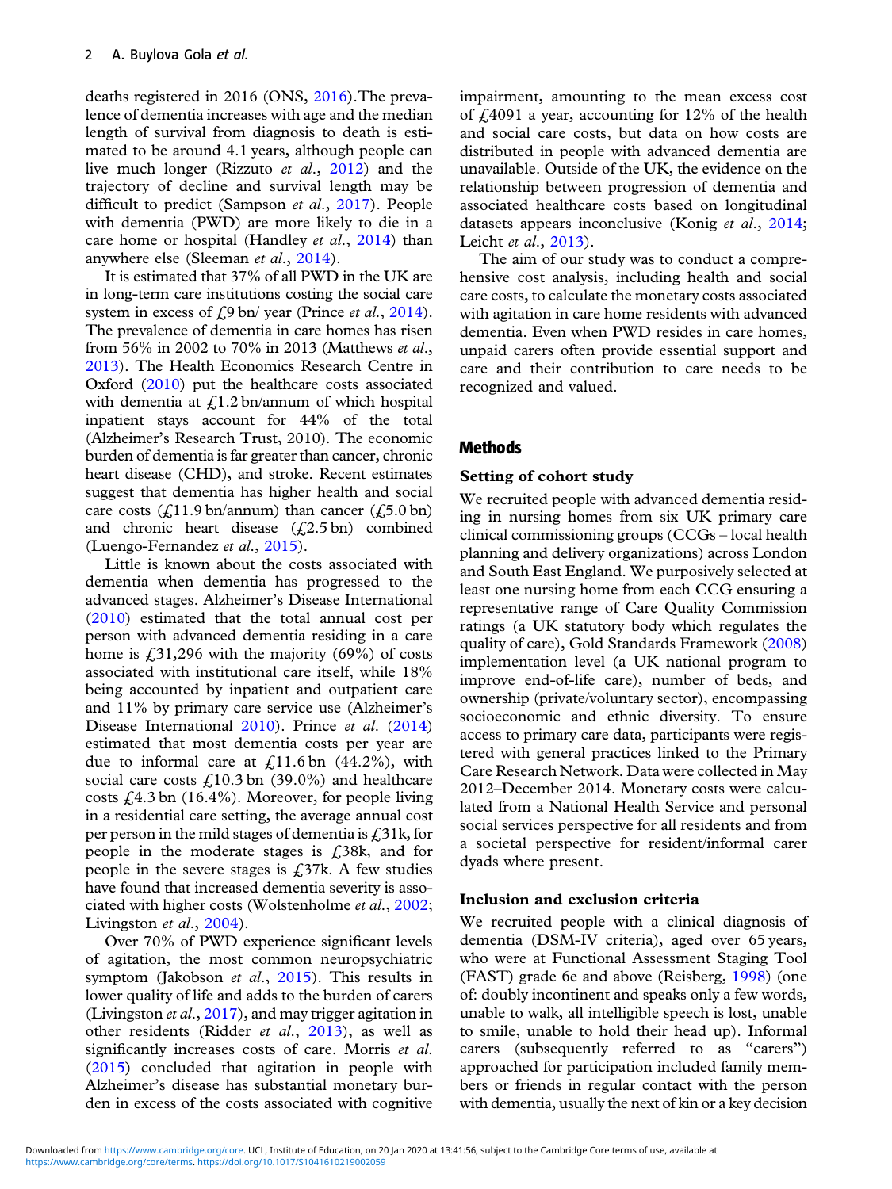deaths registered in 2016 (ONS, 2016).The prevalence of dementia increases with age and the median length of survival from diagnosis to death is estimated to be around 4.1 years, although people can live much longer (Rizzuto *et al*., 2012) and the trajectory of decline and survival length may be difficult to predict (Sampson *et al*., 2017). People with dementia (PWD) are more likely to die in a care home or hospital (Handley *et al*., 2014) than anywhere else (Sleeman *et al*., 2014).

It is estimated that 37% of all PWD in the UK are in long-term care institutions costing the social care system in excess of £9 bn/ year (Prince *et al*., 2014). The prevalence of dementia in care homes has risen from 56% in 2002 to 70% in 2013 (Matthews *et al*., 2013). The Health Economics Research Centre in Oxford (2010) put the healthcare costs associated with dementia at £1.2 bn/annum of which hospital inpatient stays account for 44% of the total (Alzheimer's Research Trust, 2010). The economic burden of dementia is far greater than cancer, chronic heart disease (CHD), and stroke. Recent estimates suggest that dementia has higher health and social care costs (£11.9 bn/annum) than cancer (£5.0 bn) and chronic heart disease (£2.5 bn) combined (Luengo-Fernandez *et al*., 2015).

Little is known about the costs associated with dementia when dementia has progressed to the advanced stages. Alzheimer's Disease International (2010) estimated that the total annual cost per person with advanced dementia residing in a care home is £31,296 with the majority (69%) of costs associated with institutional care itself, while 18% being accounted by inpatient and outpatient care and 11% by primary care service use (Alzheimer's Disease International 2010). Prince *et al*. (2014) estimated that most dementia costs per year are due to informal care at £11.6 bn (44.2%), with social care costs £10.3 bn (39.0%) and healthcare costs £4.3 bn (16.4%). Moreover, for people living in a residential care setting, the average annual cost per person in the mild stages of dementia is £31k, for people in the moderate stages is £38k, and for people in the severe stages is £37k. A few studies have found that increased dementia severity is associated with higher costs (Wolstenholme *et al*., 2002; Livingston *et al*., 2004).

Over 70% of PWD experience significant levels of agitation, the most common neuropsychiatric symptom (Jakobson *et al*., 2015). This results in lower quality of life and adds to the burden of carers (Livingston *et al*., 2017), and may trigger agitation in other residents (Ridder *et al*., 2013), as well as significantly increases costs of care. Morris *et al*. (2015) concluded that agitation in people with Alzheimer's disease has substantial monetary burden in excess of the costs associated with cognitive impairment, amounting to the mean excess cost of £4091 a year, accounting for 12% of the health and social care costs, but data on how costs are distributed in people with advanced dementia are unavailable. Outside of the UK, the evidence on the relationship between progression of dementia and associated healthcare costs based on longitudinal datasets appears inconclusive (Konig *et al*., 2014; Leicht *et al*., 2013).

The aim of our study was to conduct a comprehensive cost analysis, including health and social care costs, to calculate the monetary costs associated with agitation in care home residents with advanced dementia. Even when PWD resides in care homes, unpaid carers often provide essential support and care and their contribution to care needs to be recognized and valued.

## Methods

### Setting of cohort study

We recruited people with advanced dementia residing in nursing homes from six UK primary care clinical commissioning groups (CCGs – local health planning and delivery organizations) across London and South East England. We purposively selected at least one nursing home from each CCG ensuring a representative range of Care Quality Commission ratings (a UK statutory body which regulates the quality of care), Gold Standards Framework (2008) implementation level (a UK national program to improve end-of-life care), number of beds, and ownership (private/voluntary sector), encompassing socioeconomic and ethnic diversity. To ensure access to primary care data, participants were registered with general practices linked to the Primary Care Research Network. Data were collected in May 2012–December 2014. Monetary costs were calculated from a National Health Service and personal social services perspective for all residents and from a societal perspective for resident/informal carer dyads where present.

### Inclusion and exclusion criteria

We recruited people with a clinical diagnosis of dementia (DSM-IV criteria), aged over 65 years, who were at Functional Assessment Staging Tool (FAST) grade 6e and above (Reisberg, 1998) (one of: doubly incontinent and speaks only a few words, unable to walk, all intelligible speech is lost, unable to smile, unable to hold their head up). Informal carers (subsequently referred to as "carers") approached for participation included family members or friends in regular contact with the person with dementia, usually the next of kin or a key decision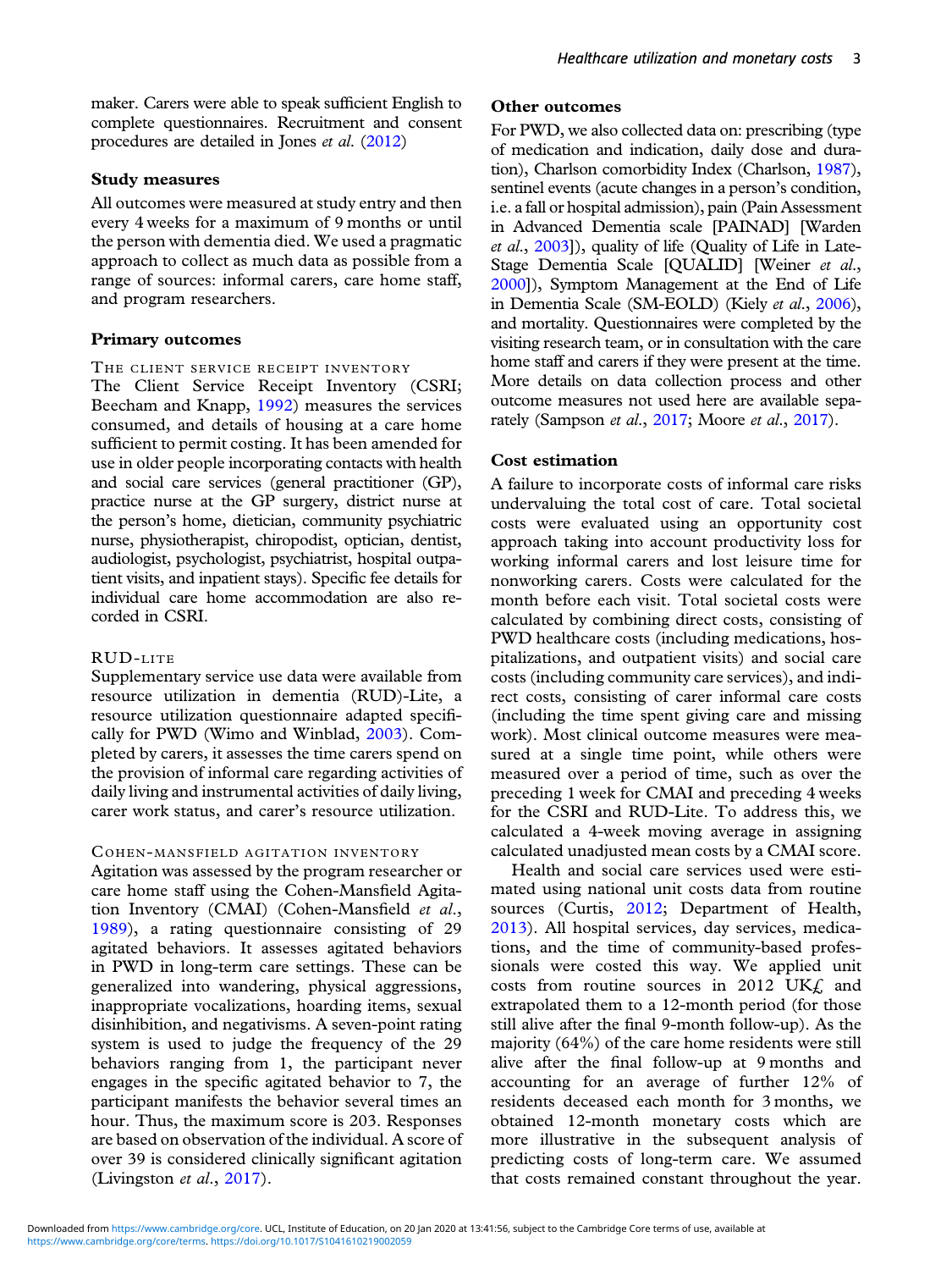maker. Carers were able to speak sufficient English to complete questionnaires. Recruitment and consent procedures are detailed in Jones *et al.* (2012)

### Study measures

All outcomes were measured at study entry and then every 4 weeks for a maximum of 9 months or until the person with dementia died. We used a pragmatic approach to collect as much data as possible from a range of sources: informal carers, care home staff, and program researchers.

### Primary outcomes

#### The client service receipt inventory

The Client Service Receipt Inventory (CSRI; Beecham and Knapp, 1992) measures the services consumed, and details of housing at a care home sufficient to permit costing. It has been amended for use in older people incorporating contacts with health and social care services (general practitioner (GP), practice nurse at the GP surgery, district nurse at the person's home, dietician, community psychiatric nurse, physiotherapist, chiropodist, optician, dentist, audiologist, psychologist, psychiatrist, hospital outpatient visits, and inpatient stays). Specific fee details for individual care home accommodation are also recorded in CSRI.

#### RUD-lite

Supplementary service use data were available from resource utilization in dementia (RUD)-Lite, a resource utilization questionnaire adapted specifically for PWD (Wimo and Winblad, 2003). Completed by carers, it assesses the time carers spend on the provision of informal care regarding activities of daily living and instrumental activities of daily living, carer work status, and carer's resource utilization.

#### Cohen-Mansfield agitation inventory

Agitation was assessed by the program researcher or care home staff using the Cohen-Mansfield Agitation Inventory (CMAI) (Cohen-Mansfield *et al.*, 1989), a rating questionnaire consisting of 29 agitated behaviors. It assesses agitated behaviors in PWD in long-term care settings. These can be generalized into wandering, physical aggressions, inappropriate vocalizations, hoarding items, sexual disinhibition, and negativisms. A seven-point rating system is used to judge the frequency of the 29 behaviors ranging from 1, the participant never engages in the specific agitated behavior to 7, the participant manifests the behavior several times an hour. Thus, the maximum score is 203. Responses are based on observation of the individual. A score of over 39 is considered clinically significant agitation (Livingston *et al.*, 2017).

### Other outcomes

For PWD, we also collected data on: prescribing (type of medication and indication, daily dose and duration), Charlson comorbidity Index (Charlson, 1987), sentinel events (acute changes in a person's condition, i.e. a fall or hospital admission), pain (Pain Assessment in Advanced Dementia scale [PAINAD] [Warden *et al.*, 2003]), quality of life (Quality of Life in Late-Stage Dementia Scale [QUALID] [Weiner *et al.*, 2000]), Symptom Management at the End of Life in Dementia Scale (SM-EOLD) (Kiely *et al.*, 2006), and mortality. Questionnaires were completed by the visiting research team, or in consultation with the care home staff and carers if they were present at the time. More details on data collection process and other outcome measures not used here are available separately (Sampson *et al.*, 2017; Moore *et al.*, 2017).

### Cost estimation

A failure to incorporate costs of informal care risks undervaluing the total cost of care. Total societal costs were evaluated using an opportunity cost approach taking into account productivity loss for working informal carers and lost leisure time for nonworking carers. Costs were calculated for the month before each visit. Total societal costs were calculated by combining direct costs, consisting of PWD healthcare costs (including medications, hospitalizations, and outpatient visits) and social care costs (including community care services), and indirect costs, consisting of carer informal care costs (including the time spent giving care and missing work). Most clinical outcome measures were measured at a single time point, while others were measured over a period of time, such as over the preceding 1 week for CMAI and preceding 4 weeks for the CSRI and RUD-Lite. To address this, we calculated a 4-week moving average in assigning calculated unadjusted mean costs by a CMAI score.

Health and social care services used were estimated using national unit costs data from routine sources (Curtis, 2012; Department of Health, 2013). All hospital services, day services, medications, and the time of community-based professionals were costed this way. We applied unit costs from routine sources in 2012 UK£ and extrapolated them to a 12-month period (for those still alive after the final 9-month follow-up). As the majority (64%) of the care home residents were still alive after the final follow-up at 9 months and accounting for an average of further 12% of residents deceased each month for 3 months, we obtained 12-month monetary costs which are more illustrative in the subsequent analysis of predicting costs of long-term care. We assumed that costs remained constant throughout the year.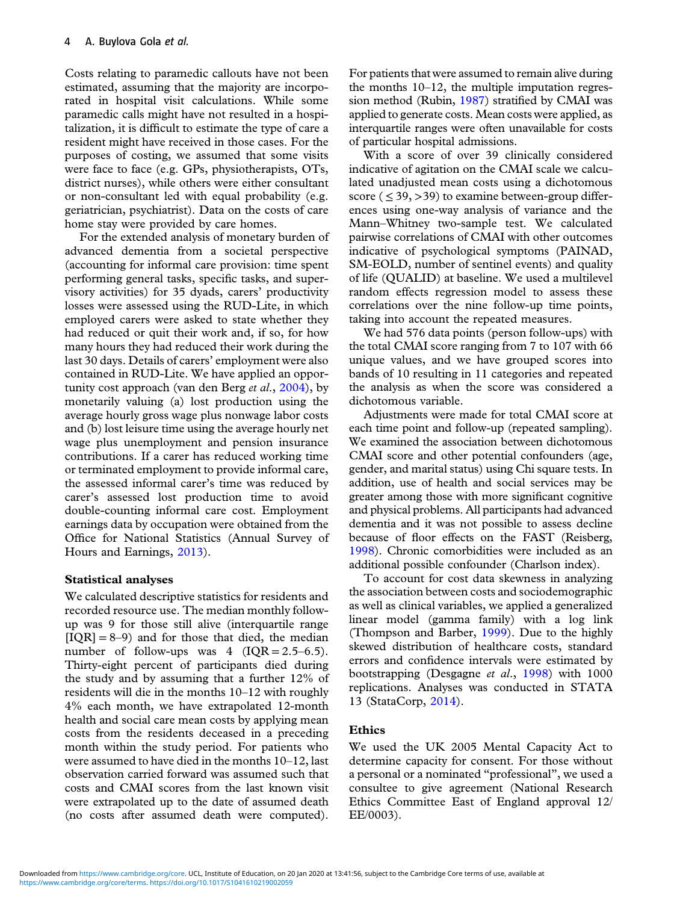Costs relating to paramedic callouts have not been estimated, assuming that the majority are incorporated in hospital visit calculations. While some paramedic calls might have not resulted in a hospitalization, it is difficult to estimate the type of care a resident might have received in those cases. For the purposes of costing, we assumed that some visits were face to face (e.g. GPs, physiotherapists, OTs, district nurses), while others were either consultant or non-consultant led with equal probability (e.g. geriatrician, psychiatrist). Data on the costs of care home stay were provided by care homes.

For the extended analysis of monetary burden of advanced dementia from a societal perspective (accounting for informal care provision: time spent performing general tasks, specific tasks, and supervisory activities) for 35 dyads, carers' productivity losses were assessed using the RUD-Lite, in which employed carers were asked to state whether they had reduced or quit their work and, if so, for how many hours they had reduced their work during the last 30 days. Details of carers' employment were also contained in RUD-Lite. We have applied an opportunity cost approach (van den Berg *et al.*, 2004), by monetarily valuing (a) lost production using the average hourly gross wage plus nonwage labor costs and (b) lost leisure time using the average hourly net wage plus unemployment and pension insurance contributions. If a carer has reduced working time or terminated employment to provide informal care, the assessed informal carer's time was reduced by carer's assessed lost production time to avoid double-counting informal care cost. Employment earnings data by occupation were obtained from the Office for National Statistics (Annual Survey of Hours and Earnings, 2013).

### Statistical analyses

We calculated descriptive statistics for residents and recorded resource use. The median monthly follow-up was 9 for those still alive (interquartile range [IQR] = 8–9) and for those that died, the median number of follow-ups was 4 (IQR = 2.5–6.5). Thirty-eight percent of participants died during the study and by assuming that a further 12% of residents will die in the months 10–12 with roughly 4% each month, we have extrapolated 12-month health and social care mean costs by applying mean costs from the residents deceased in a preceding month within the study period. For patients who were assumed to have died in the months 10–12, last observation carried forward was assumed such that costs and CMAI scores from the last known visit were extrapolated up to the date of assumed death (no costs after assumed death were computed). For patients that were assumed to remain alive during the months 10–12, the multiple imputation regression method (Rubin, 1987) stratified by CMAI was applied to generate costs. Mean costs were applied, as interquartile ranges were often unavailable for costs of particular hospital admissions.

With a score of over 39 clinically considered indicative of agitation on the CMAI scale we calculated unadjusted mean costs using a dichotomous score ($\leq 39$, $>39$) to examine between-group differences using one-way analysis of variance and the Mann–Whitney two-sample test. We calculated pairwise correlations of CMAI with other outcomes indicative of psychological symptoms (PAINAD, SM-EOLD, number of sentinel events) and quality of life (QUALID) at baseline. We used a multilevel random effects regression model to assess these correlations over the nine follow-up time points, taking into account the repeated measures.

We had 576 data points (person follow-ups) with the total CMAI score ranging from 7 to 107 with 66 unique values, and we have grouped scores into bands of 10 resulting in 11 categories and repeated the analysis as when the score was considered a dichotomous variable.

Adjustments were made for total CMAI score at each time point and follow-up (repeated sampling). We examined the association between dichotomous CMAI score and other potential confounders (age, gender, and marital status) using Chi square tests. In addition, use of health and social services may be greater among those with more significant cognitive and physical problems. All participants had advanced dementia and it was not possible to assess decline because of floor effects on the FAST (Reisberg, 1998). Chronic comorbidities were included as an additional possible confounder (Charlson index).

To account for cost data skewness in analyzing the association between costs and sociodemographic as well as clinical variables, we applied a generalized linear model (gamma family) with a log link (Thompson and Barber, 1999). Due to the highly skewed distribution of healthcare costs, standard errors and confidence intervals were estimated by bootstrapping (Desgagne *et al.*, 1998) with 1000 replications. Analyses was conducted in STATA 13 (StataCorp, 2014).

### Ethics

We used the UK 2005 Mental Capacity Act to determine capacity for consent. For those without a personal or a nominated "professional", we used a consultee to give agreement (National Research Ethics Committee East of England approval 12/EE/0003).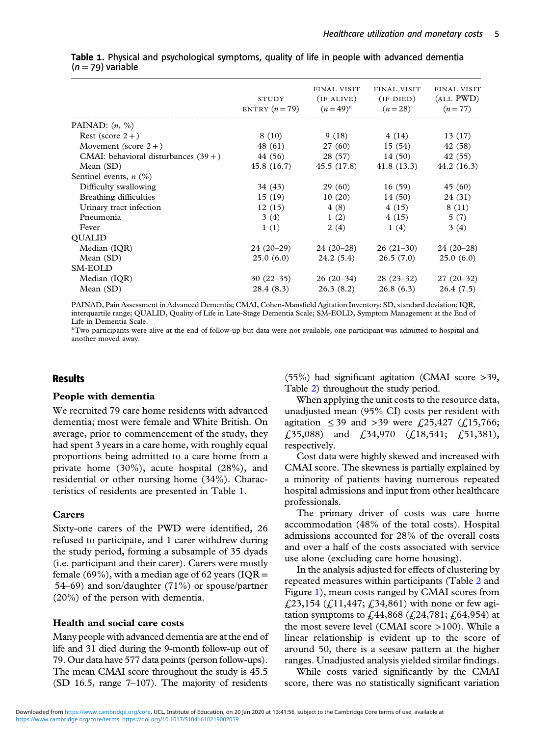**Table 1.** Physical and psychological symptoms, quality of life in people with advanced dementia ($n = 79$) variable

| | STUDY ENTRY ($n = 79$) | FINAL VISIT (IF ALIVE) ($n = 49$)[a] | FINAL VISIT (IF DIED) ($n = 28$) | FINAL VISIT (ALL PWD) ($n = 77$) |
|---|---|---|---|---|
| PAINAD: (n, %) | | | | |
| Rest (score 2+) | 8 (10) | 9 (18) | 4 (14) | 13 (17) |
| Movement (score 2+) | 48 (61) | 27 (60) | 15 (54) | 42 (58) |
| CMAI: behavioral disturbances (39+) | 44 (56) | 28 (57) | 14 (50) | 42 (55) |
| Mean (SD) | 45.8 (16.7) | 45.5 (17.8) | 41.8 (13.3) | 44.2 (16.3) |
| Sentinel events, n (%) | | | | |
| Difficulty swallowing | 34 (43) | 29 (60) | 16 (59) | 45 (60) |
| Breathing difficulties | 15 (19) | 10 (20) | 14 (50) | 24 (31) |
| Urinary tract infection | 12 (15) | 4 (8) | 4 (15) | 8 (11) |
| Pneumonia | 3 (4) | 1 (2) | 4 (15) | 5 (7) |
| Fever | 1 (1) | 2 (4) | 1 (4) | 3 (4) |
| QUALID | | | | |
| Median (IQR) | 24 (20–29) | 24 (20–28) | 26 (21–30) | 24 (20–28) |
| Mean (SD) | 25.0 (6.0) | 24.2 (5.4) | 26.5 (7.0) | 25.0 (6.0) |
| SM-EOLD | | | | |
| Median (IQR) | 30 (22–35) | 26 (20–34) | 28 (23–32) | 27 (20–32) |
| Mean (SD) | 28.4 (8.3) | 26.3 (8.2) | 26.8 (6.3) | 26.4 (7.5) |

PAINAD, Pain Assessment in Advanced Dementia; CMAI, Cohen-Mansfield Agitation Inventory; SD, standard deviation; IQR, interquartile range; QUALID, Quality of Life in Late-Stage Dementia Scale; SM-EOLD, Symptom Management at the End of Life in Dementia Scale.

[a]Two participants were alive at the end of follow-up but data were not available, one participant was admitted to hospital and another moved away.

## Results

### People with dementia

We recruited 79 care home residents with advanced dementia; most were female and White British. On average, prior to commencement of the study, they had spent 3 years in a care home, with roughly equal proportions being admitted to a care home from a private home (30%), acute hospital (28%), and residential or other nursing home (34%). Characteristics of residents are presented in Table 1.

### Carers

Sixty-one carers of the PWD were identified, 26 refused to participate, and 1 carer withdrew during the study period, forming a subsample of 35 dyads (i.e. participant and their carer). Carers were mostly female (69%), with a median age of 62 years (IQR = 54–69) and son/daughter (71%) or spouse/partner (20%) of the person with dementia.

### Health and social care costs

Many people with advanced dementia are at the end of life and 31 died during the 9-month follow-up out of 79. Our data have 577 data points (person follow-ups). The mean CMAI score throughout the study is 45.5 (SD 16.5, range 7–107). The majority of residents (55%) had significant agitation (CMAI score >39, Table 2) throughout the study period.

When applying the unit costs to the resource data, unadjusted mean (95% CI) costs per resident with agitation ≤39 and >39 were £25,427 (£15,766; £35,088) and £34,970 (£18,541; £51,381), respectively.

Cost data were highly skewed and increased with CMAI score. The skewness is partially explained by a minority of patients having numerous repeated hospital admissions and input from other healthcare professionals.

The primary driver of costs was care home accommodation (48% of the total costs). Hospital admissions accounted for 28% of the overall costs and over a half of the costs associated with service use alone (excluding care home housing).

In the analysis adjusted for effects of clustering by repeated measures within participants (Table 2 and Figure 1), mean costs ranged by CMAI scores from £23,154 (£11,447; £34,861) with none or few agitation symptoms to £44,868 (£24,781; £64,954) at the most severe level (CMAI score >100). While a linear relationship is evident up to the score of around 50, there is a seesaw pattern at the higher ranges. Unadjusted analysis yielded similar findings.

While costs varied significantly by the CMAI score, there was no statistically significant variation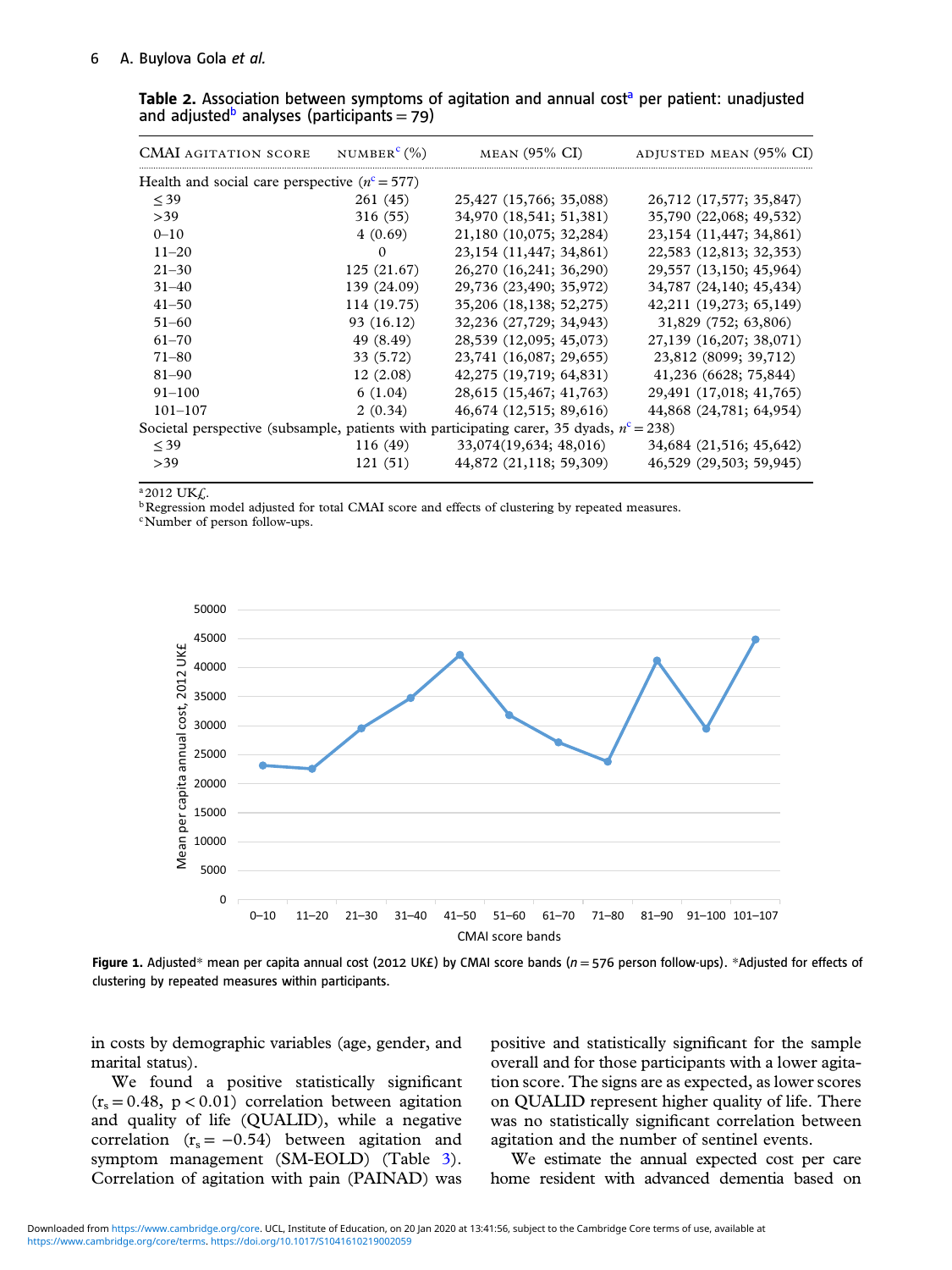**Table 2.** Association between symptoms of agitation and annual cost[a] per patient: unadjusted and adjusted[b] analyses (participants = 79)

| CMAI AGITATION SCORE | NUMBER[c] (%) | MEAN (95% CI) | ADJUSTED MEAN (95% CI) |
|---|---|---|---|
| Health and social care perspective ($n^c = 577$) | | | |
| ≤ 39 | 261 (45) | 25,427 (15,766; 35,088) | 26,712 (17,577; 35,847) |
| >39 | 316 (55) | 34,970 (18,541; 51,381) | 35,790 (22,068; 49,532) |
| 0–10 | 4 (0.69) | 21,180 (10,075; 32,284) | 23,154 (11,447; 34,861) |
| 11–20 | 0 | 23,154 (11,447; 34,861) | 22,583 (12,813; 32,353) |
| 21–30 | 125 (21.67) | 26,270 (16,241; 36,290) | 29,557 (13,150; 45,964) |
| 31–40 | 139 (24.09) | 29,736 (23,490; 35,972) | 34,787 (24,140; 45,434) |
| 41–50 | 114 (19.75) | 35,206 (18,138; 52,275) | 42,211 (19,273; 65,149) |
| 51–60 | 93 (16.12) | 32,236 (27,729; 34,943) | 31,829 (752; 63,806) |
| 61–70 | 49 (8.49) | 28,539 (12,095; 45,073) | 27,139 (16,207; 38,071) |
| 71–80 | 33 (5.72) | 23,741 (16,087; 29,655) | 23,812 (8099; 39,712) |
| 81–90 | 12 (2.08) | 42,275 (19,719; 64,831) | 41,236 (6628; 75,844) |
| 91–100 | 6 (1.04) | 28,615 (15,467; 41,763) | 29,491 (17,018; 41,765) |
| 101–107 | 2 (0.34) | 46,674 (12,515; 89,616) | 44,868 (24,781; 64,954) |
| Societal perspective (subsample, patients with participating carer, 35 dyads, $n^c = 238$) | | | |
| ≤ 39 | 116 (49) | 33,074(19,634; 48,016) | 34,684 (21,516; 45,642) |
| >39 | 121 (51) | 44,872 (21,118; 59,309) | 46,529 (29,503; 59,945) |

[a]2012 UK£.
[b]Regression model adjusted for total CMAI score and effects of clustering by repeated measures.
[c]Number of person follow-ups.

**Figure 1.** Adjusted* mean per capita annual cost (2012 UK£) by CMAI score bands ($n = 576$ person follow-ups). *Adjusted for effects of clustering by repeated measures within participants.

in costs by demographic variables (age, gender, and marital status).

We found a positive statistically significant ($r_s = 0.48$, $p < 0.01$) correlation between agitation and quality of life (QUALID), while a negative correlation ($r_s = -0.54$) between agitation and symptom management (SM-EOLD) (Table 3). Correlation of agitation with pain (PAINAD) was positive and statistically significant for the sample overall and for those participants with a lower agitation score. The signs are as expected, as lower scores on QUALID represent higher quality of life. There was no statistically significant correlation between agitation and the number of sentinel events.

We estimate the annual expected cost per care home resident with advanced dementia based on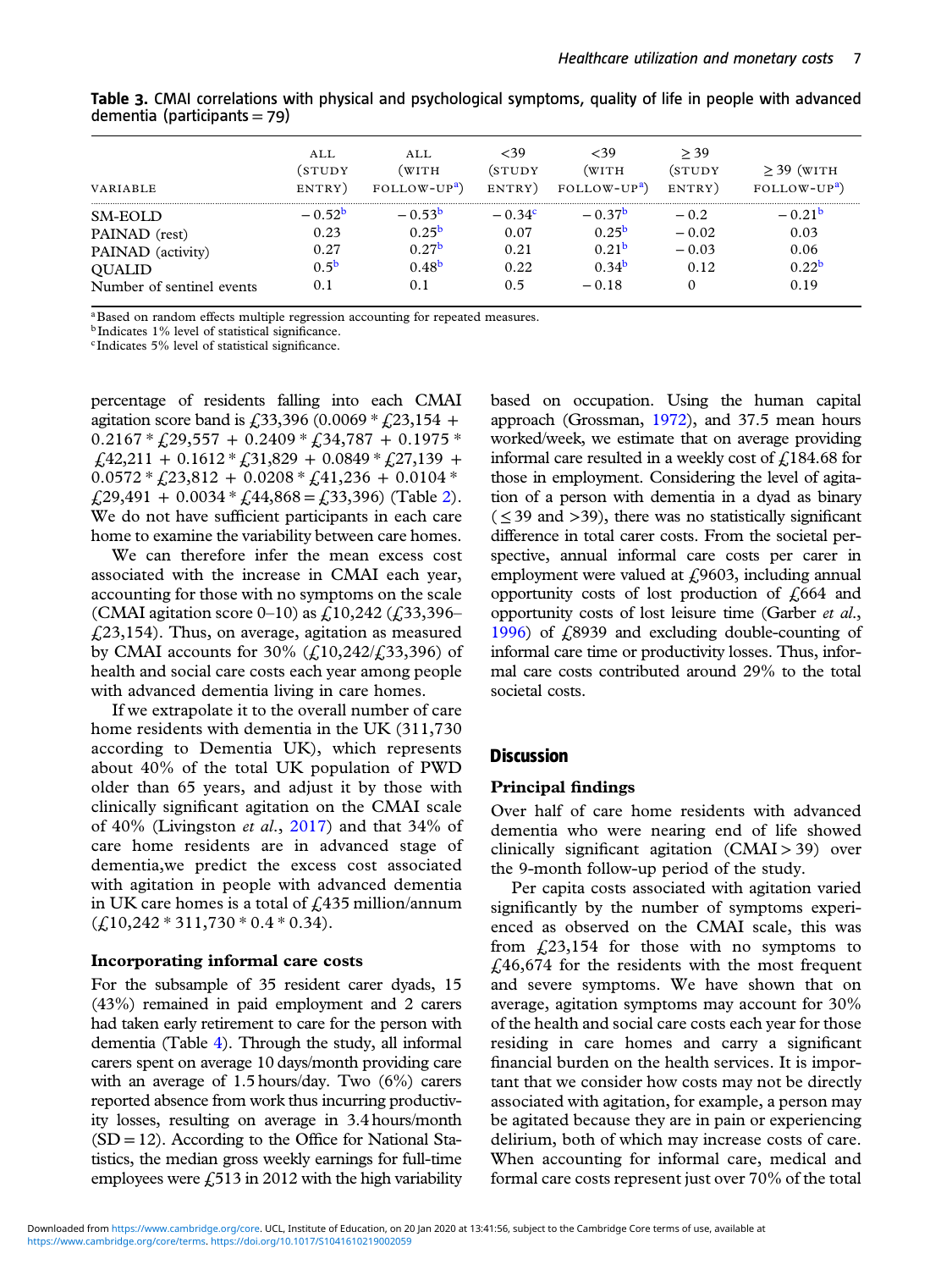**Table 3.** CMAI correlations with physical and psychological symptoms, quality of life in people with advanced dementia (participants = 79)

| VARIABLE | ALL (STUDY ENTRY) | ALL (WITH FOLLOW-UP[a]) | <39 (STUDY ENTRY) | <39 (WITH FOLLOW-UP[a]) | ≥ 39 (STUDY ENTRY) | ≥ 39 (WITH FOLLOW-UP[a]) |
|---|---|---|---|---|---|---|
| SM-EOLD | −0.52[b] | −0.53[b] | −0.34[c] | −0.37[b] | −0.2 | −0.21[b] |
| PAINAD (rest) | 0.23 | 0.25[b] | 0.07 | 0.25[b] | −0.02 | 0.03 |
| PAINAD (activity) | 0.27 | 0.27[b] | 0.21 | 0.21[b] | −0.03 | 0.06 |
| QUALID | 0.5[b] | 0.48[b] | 0.22 | 0.34[b] | 0.12 | 0.22[b] |
| Number of sentinel events | 0.1 | 0.1 | 0.5 | −0.18 | 0 | 0.19 |

[a]Based on random effects multiple regression accounting for repeated measures.
[b]Indicates 1% level of statistical significance.
[c]Indicates 5% level of statistical significance.

percentage of residents falling into each CMAI agitation score band is £33,396 (0.0069 * £23,154 + 0.2167 * £29,557 + 0.2409 * £34,787 + 0.1975 * £42,211 + 0.1612 * £31,829 + 0.0849 * £27,139 + 0.0572 * £23,812 + 0.0208 * £41,236 + 0.0104 * £29,491 + 0.0034 * £44,868 = £33,396) (Table 2). We do not have sufficient participants in each care home to examine the variability between care homes.

We can therefore infer the mean excess cost associated with the increase in CMAI each year, accounting for those with no symptoms on the scale (CMAI agitation score 0–10) as £10,242 (£33,396–£23,154). Thus, on average, agitation as measured by CMAI accounts for 30% (£10,242/£33,396) of health and social care costs each year among people with advanced dementia living in care homes.

If we extrapolate it to the overall number of care home residents with dementia in the UK (311,730 according to Dementia UK), which represents about 40% of the total UK population of PWD older than 65 years, and adjust it by those with clinically significant agitation on the CMAI scale of 40% (Livingston *et al.*, 2017) and that 34% of care home residents are in advanced stage of dementia,we predict the excess cost associated with agitation in people with advanced dementia in UK care homes is a total of £435 million/annum (£10,242 * 311,730 * 0.4 * 0.34).

### Incorporating informal care costs

For the subsample of 35 resident carer dyads, 15 (43%) remained in paid employment and 2 carers had taken early retirement to care for the person with dementia (Table 4). Through the study, all informal carers spent on average 10 days/month providing care with an average of 1.5 hours/day. Two (6%) carers reported absence from work thus incurring productivity losses, resulting on average in 3.4 hours/month (SD = 12). According to the Office for National Statistics, the median gross weekly earnings for full-time employees were £513 in 2012 with the high variability based on occupation. Using the human capital approach (Grossman, 1972), and 37.5 mean hours worked/week, we estimate that on average providing informal care resulted in a weekly cost of £184.68 for those in employment. Considering the level of agitation of a person with dementia in a dyad as binary (≤ 39 and >39), there was no statistically significant difference in total carer costs. From the societal perspective, annual informal care costs per carer in employment were valued at £9603, including annual opportunity costs of lost production of £664 and opportunity costs of lost leisure time (Garber *et al.*, 1996) of £8939 and excluding double-counting of informal care time or productivity losses. Thus, informal care costs contributed around 29% to the total societal costs.

## Discussion

### Principal findings

Over half of care home residents with advanced dementia who were nearing end of life showed clinically significant agitation (CMAI > 39) over the 9-month follow-up period of the study.

Per capita costs associated with agitation varied significantly by the number of symptoms experienced as observed on the CMAI scale, this was from £23,154 for those with no symptoms to £46,674 for the residents with the most frequent and severe symptoms. We have shown that on average, agitation symptoms may account for 30% of the health and social care costs each year for those residing in care homes and carry a significant financial burden on the health services. It is important that we consider how costs may not be directly associated with agitation, for example, a person may be agitated because they are in pain or experiencing delirium, both of which may increase costs of care. When accounting for informal care, medical and formal care costs represent just over 70% of the total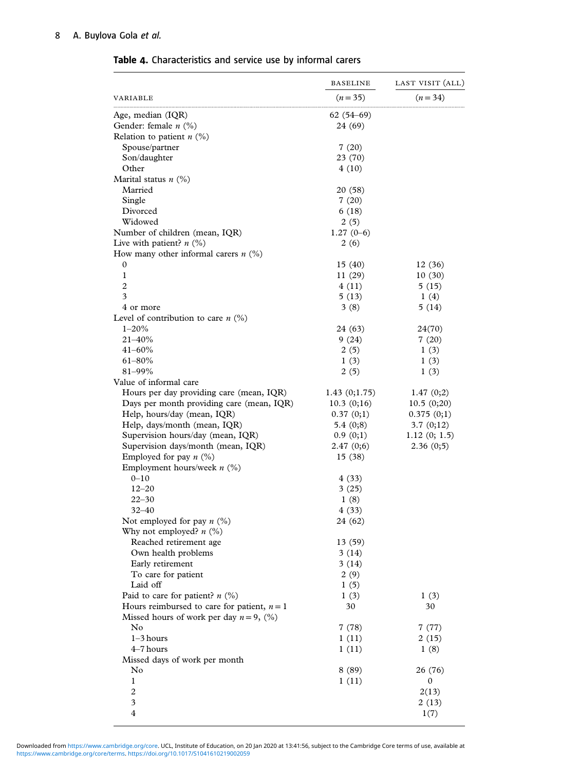**Table 4.** Characteristics and service use by informal carers

| VARIABLE | BASELINE ($n = 35$) | LAST VISIT (ALL) ($n = 34$) |
|---|---|---|
| Age, median (IQR) | 62 (54–69) | |
| Gender: female *n* (%) | 24 (69) | |
| Relation to patient *n* (%) | | |
| Spouse/partner | 7 (20) | |
| Son/daughter | 23 (70) | |
| Other | 4 (10) | |
| Marital status *n* (%) | | |
| Married | 20 (58) | |
| Single | 7 (20) | |
| Divorced | 6 (18) | |
| Widowed | 2 (5) | |
| Number of children (mean, IQR) | 1.27 (0–6) | |
| Live with patient? *n* (%) | 2 (6) | |
| How many other informal carers *n* (%) | | |
| 0 | 15 (40) | 12 (36) |
| 1 | 11 (29) | 10 (30) |
| 2 | 4 (11) | 5 (15) |
| 3 | 5 (13) | 1 (4) |
| 4 or more | 3 (8) | 5 (14) |
| Level of contribution to care *n* (%) | | |
| 1–20% | 24 (63) | 24(70) |
| 21–40% | 9 (24) | 7 (20) |
| 41–60% | 2 (5) | 1 (3) |
| 61–80% | 1 (3) | 1 (3) |
| 81–99% | 2 (5) | 1 (3) |
| Value of informal care | | |
| Hours per day providing care (mean, IQR) | 1.43 (0;1.75) | 1.47 (0;2) |
| Days per month providing care (mean, IQR) | 10.3 (0;16) | 10.5 (0;20) |
| Help, hours/day (mean, IQR) | 0.37 (0;1) | 0.375 (0;1) |
| Help, days/month (mean, IQR) | 5.4 (0;8) | 3.7 (0;12) |
| Supervision hours/day (mean, IQR) | 0.9 (0;1) | 1.12 (0; 1.5) |
| Supervision days/month (mean, IQR) | 2.47 (0;6) | 2.36 (0;5) |
| Employed for pay *n* (%) | 15 (38) | |
| Employment hours/week *n* (%) | | |
| 0–10 | 4 (33) | |
| 12–20 | 3 (25) | |
| 22–30 | 1 (8) | |
| 32–40 | 4 (33) | |
| Not employed for pay *n* (%) | 24 (62) | |
| Why not employed? *n* (%) | | |
| Reached retirement age | 13 (59) | |
| Own health problems | 3 (14) | |
| Early retirement | 3 (14) | |
| To care for patient | 2 (9) | |
| Laid off | 1 (5) | |
| Paid to care for patient? *n* (%) | 1 (3) | 1 (3) |
| Hours reimbursed to care for patient, $n = 1$ | 30 | 30 |
| Missed hours of work per day $n = 9$, (%) | | |
| No | 7 (78) | 7 (77) |
| 1–3 hours | 1 (11) | 2 (15) |
| 4–7 hours | 1 (11) | 1 (8) |
| Missed days of work per month | | |
| No | 8 (89) | 26 (76) |
| 1 | 1 (11) | 0 |
| 2 | | 2(13) |
| 3 | | 2 (13) |
| 4 | | 1(7) |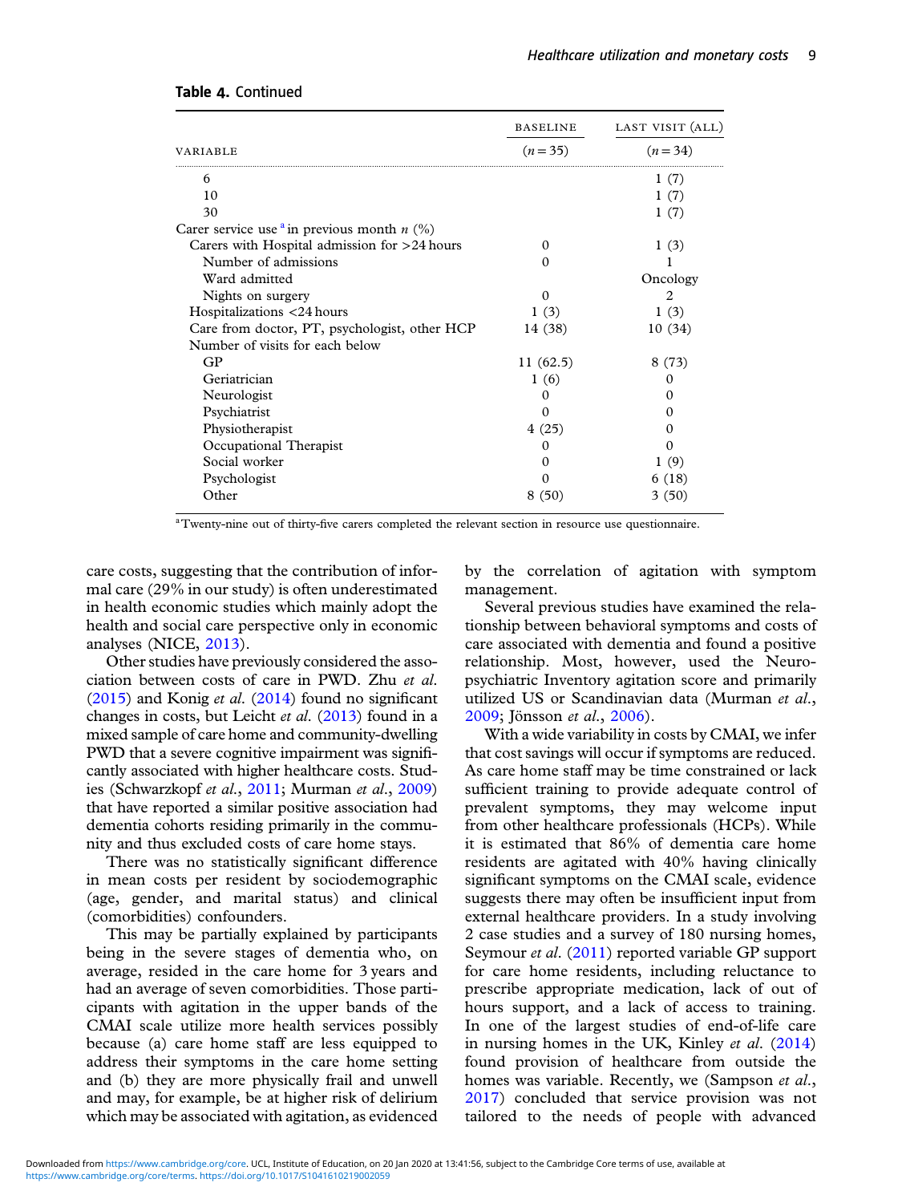**Table 4.** Continued

| VARIABLE | BASELINE (n = 35) | LAST VISIT (ALL) (n = 34) |
|---|---|---|
| 6 | | 1 (7) |
| 10 | | 1 (7) |
| 30 | | 1 (7) |
| Carer service use [a] in previous month n (%) | | |
| Carers with Hospital admission for >24 hours | 0 | 1 (3) |
| Number of admissions | 0 | 1 |
| Ward admitted | | Oncology |
| Nights on surgery | 0 | 2 |
| Hospitalizations <24 hours | 1 (3) | 1 (3) |
| Care from doctor, PT, psychologist, other HCP | 14 (38) | 10 (34) |
| Number of visits for each below | | |
| GP | 11 (62.5) | 8 (73) |
| Geriatrician | 1 (6) | 0 |
| Neurologist | 0 | 0 |
| Psychiatrist | 0 | 0 |
| Physiotherapist | 4 (25) | 0 |
| Occupational Therapist | 0 | 0 |
| Social worker | 0 | 1 (9) |
| Psychologist | 0 | 6 (18) |
| Other | 8 (50) | 3 (50) |

[a] Twenty-nine out of thirty-five carers completed the relevant section in resource use questionnaire.

care costs, suggesting that the contribution of informal care (29% in our study) is often underestimated in health economic studies which mainly adopt the health and social care perspective only in economic analyses (NICE, 2013).

Other studies have previously considered the association between costs of care in PWD. Zhu *et al.* (2015) and Konig *et al.* (2014) found no significant changes in costs, but Leicht *et al.* (2013) found in a mixed sample of care home and community-dwelling PWD that a severe cognitive impairment was significantly associated with higher healthcare costs. Studies (Schwarzkopf *et al.*, 2011; Murman *et al.*, 2009) that have reported a similar positive association had dementia cohorts residing primarily in the community and thus excluded costs of care home stays.

There was no statistically significant difference in mean costs per resident by sociodemographic (age, gender, and marital status) and clinical (comorbidities) confounders.

This may be partially explained by participants being in the severe stages of dementia who, on average, resided in the care home for 3 years and had an average of seven comorbidities. Those participants with agitation in the upper bands of the CMAI scale utilize more health services possibly because (a) care home staff are less equipped to address their symptoms in the care home setting and (b) they are more physically frail and unwell and may, for example, be at higher risk of delirium which may be associated with agitation, as evidenced by the correlation of agitation with symptom management.

Several previous studies have examined the relationship between behavioral symptoms and costs of care associated with dementia and found a positive relationship. Most, however, used the Neuropsychiatric Inventory agitation score and primarily utilized US or Scandinavian data (Murman *et al.*, 2009; Jönsson *et al.*, 2006).

With a wide variability in costs by CMAI, we infer that cost savings will occur if symptoms are reduced. As care home staff may be time constrained or lack sufficient training to provide adequate control of prevalent symptoms, they may welcome input from other healthcare professionals (HCPs). While it is estimated that 86% of dementia care home residents are agitated with 40% having clinically significant symptoms on the CMAI scale, evidence suggests there may often be insufficient input from external healthcare providers. In a study involving 2 case studies and a survey of 180 nursing homes, Seymour *et al.* (2011) reported variable GP support for care home residents, including reluctance to prescribe appropriate medication, lack of out of hours support, and a lack of access to training. In one of the largest studies of end-of-life care in nursing homes in the UK, Kinley *et al.* (2014) found provision of healthcare from outside the homes was variable. Recently, we (Sampson *et al.*, 2017) concluded that service provision was not tailored to the needs of people with advanced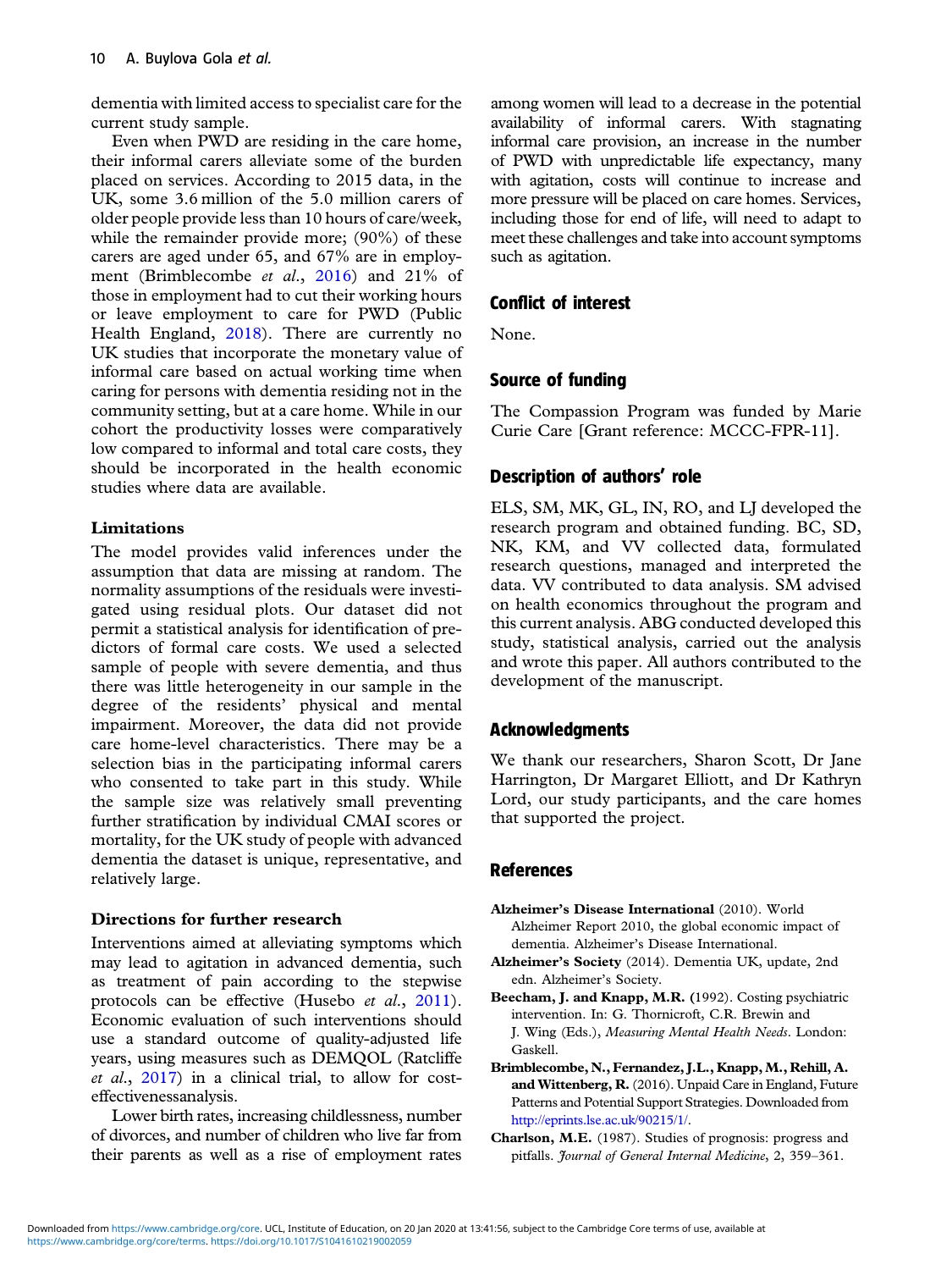dementia with limited access to specialist care for the current study sample.

Even when PWD are residing in the care home, their informal carers alleviate some of the burden placed on services. According to 2015 data, in the UK, some 3.6 million of the 5.0 million carers of older people provide less than 10 hours of care/week, while the remainder provide more; (90%) of these carers are aged under 65, and 67% are in employment (Brimblecombe *et al.*, 2016) and 21% of those in employment had to cut their working hours or leave employment to care for PWD (Public Health England, 2018). There are currently no UK studies that incorporate the monetary value of informal care based on actual working time when caring for persons with dementia residing not in the community setting, but at a care home. While in our cohort the productivity losses were comparatively low compared to informal and total care costs, they should be incorporated in the health economic studies where data are available.

### Limitations

The model provides valid inferences under the assumption that data are missing at random. The normality assumptions of the residuals were investigated using residual plots. Our dataset did not permit a statistical analysis for identification of predictors of formal care costs. We used a selected sample of people with severe dementia, and thus there was little heterogeneity in our sample in the degree of the residents' physical and mental impairment. Moreover, the data did not provide care home-level characteristics. There may be a selection bias in the participating informal carers who consented to take part in this study. While the sample size was relatively small preventing further stratification by individual CMAI scores or mortality, for the UK study of people with advanced dementia the dataset is unique, representative, and relatively large.

### Directions for further research

Interventions aimed at alleviating symptoms which may lead to agitation in advanced dementia, such as treatment of pain according to the stepwise protocols can be effective (Husebo *et al.*, 2011). Economic evaluation of such interventions should use a standard outcome of quality-adjusted life years, using measures such as DEMQOL (Ratcliffe *et al.*, 2017) in a clinical trial, to allow for cost-effectivenessanalysis.

Lower birth rates, increasing childlessness, number of divorces, and number of children who live far from their parents as well as a rise of employment rates among women will lead to a decrease in the potential availability of informal carers. With stagnating informal care provision, an increase in the number of PWD with unpredictable life expectancy, many with agitation, costs will continue to increase and more pressure will be placed on care homes. Services, including those for end of life, will need to adapt to meet these challenges and take into account symptoms such as agitation.

## Conflict of interest

None.

## Source of funding

The Compassion Program was funded by Marie Curie Care [Grant reference: MCCC-FPR-11].

## Description of authors' role

ELS, SM, MK, GL, IN, RO, and LJ developed the research program and obtained funding. BC, SD, NK, KM, and VV collected data, formulated research questions, managed and interpreted the data. VV contributed to data analysis. SM advised on health economics throughout the program and this current analysis. ABG conducted developed this study, statistical analysis, carried out the analysis and wrote this paper. All authors contributed to the development of the manuscript.

## Acknowledgments

We thank our researchers, Sharon Scott, Dr Jane Harrington, Dr Margaret Elliott, and Dr Kathryn Lord, our study participants, and the care homes that supported the project.

## References

**Alzheimer's Disease International** (2010). World Alzheimer Report 2010, the global economic impact of dementia. Alzheimer's Disease International.

**Alzheimer's Society** (2014). Dementia UK, update, 2nd edn. Alzheimer's Society.

**Beecham, J. and Knapp, M.R.** (1992). Costing psychiatric intervention. In: G. Thornicroft, C.R. Brewin and J. Wing (Eds.), *Measuring Mental Health Needs*. London: Gaskell.

**Brimblecombe, N., Fernandez, J.L., Knapp, M., Rehill, A. and Wittenberg, R.** (2016). Unpaid Care in England, Future Patterns and Potential Support Strategies. Downloaded from http://eprints.lse.ac.uk/90215/1/.

**Charlson, M.E.** (1987). Studies of prognosis: progress and pitfalls. *Journal of General Internal Medicine*, 2, 359–361.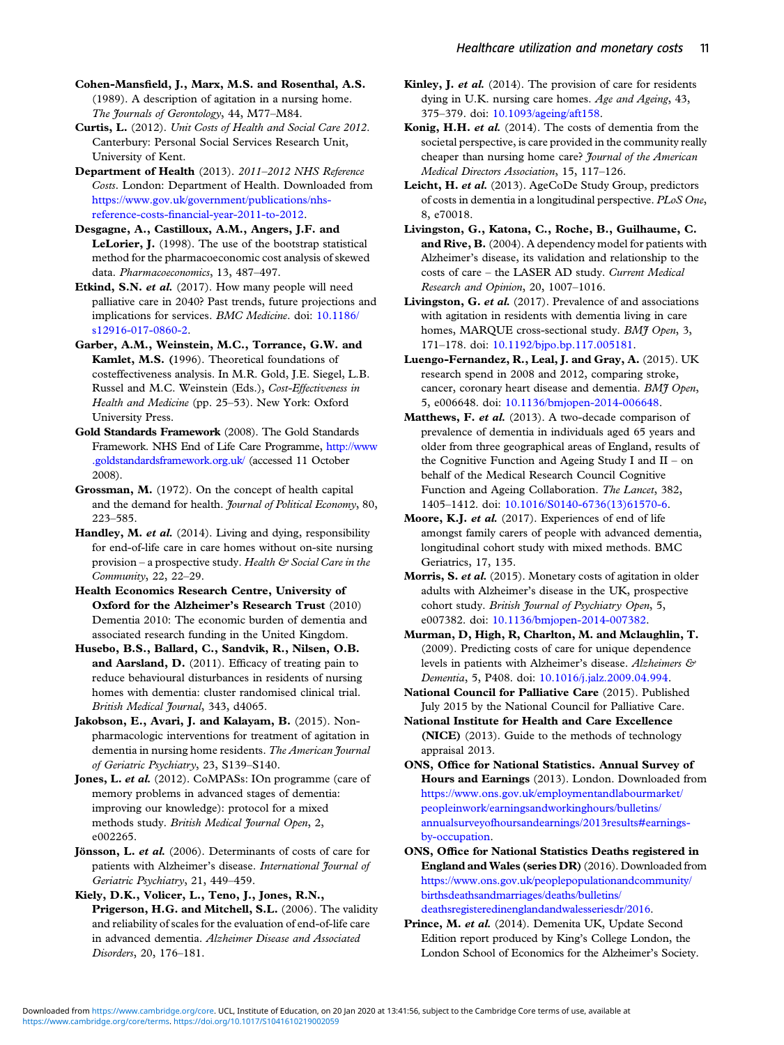**Cohen-Mansfield, J., Marx, M.S. and Rosenthal, A.S.** (1989). A description of agitation in a nursing home. *The Journals of Gerontology*, 44, M77–M84.

**Curtis, L.** (2012). *Unit Costs of Health and Social Care 2012*. Canterbury: Personal Social Services Research Unit, University of Kent.

**Department of Health** (2013). *2011–2012 NHS Reference Costs*. London: Department of Health. Downloaded from https://www.gov.uk/government/publications/nhs-reference-costs-financial-year-2011-to-2012.

**Desgagne, A., Castilloux, A.M., Angers, J.F. and LeLorier, J.** (1998). The use of the bootstrap statistical method for the pharmacoeconomic cost analysis of skewed data. *Pharmacoeconomics*, 13, 487–497.

**Etkind, S.N. *et al.*** (2017). How many people will need palliative care in 2040? Past trends, future projections and implications for services. *BMC Medicine*. doi: 10.1186/s12916-017-0860-2.

**Garber, A.M., Weinstein, M.C., Torrance, G.W. and Kamlet, M.S.** (1996). Theoretical foundations of costeffectiveness analysis. In M.R. Gold, J.E. Siegel, L.B. Russel and M.C. Weinstein (Eds.), *Cost-Effectiveness in Health and Medicine* (pp. 25–53). New York: Oxford University Press.

**Gold Standards Framework** (2008). The Gold Standards Framework. NHS End of Life Care Programme, http://www.goldstandardsframework.org.uk/ (accessed 11 October 2008).

**Grossman, M.** (1972). On the concept of health capital and the demand for health. *Journal of Political Economy*, 80, 223–585.

**Handley, M. *et al.*** (2014). Living and dying, responsibility for end-of-life care in care homes without on-site nursing provision – a prospective study. *Health & Social Care in the Community*, 22, 22–29.

**Health Economics Research Centre, University of Oxford for the Alzheimer's Research Trust** (2010) Dementia 2010: The economic burden of dementia and associated research funding in the United Kingdom.

**Husebo, B.S., Ballard, C., Sandvik, R., Nilsen, O.B. and Aarsland, D.** (2011). Efficacy of treating pain to reduce behavioural disturbances in residents of nursing homes with dementia: cluster randomised clinical trial. *British Medical Journal*, 343, d4065.

**Jakobson, E., Avari, J. and Kalayam, B.** (2015). Non-pharmacologic interventions for treatment of agitation in dementia in nursing home residents. *The American Journal of Geriatric Psychiatry*, 23, S139–S140.

**Jones, L. *et al.*** (2012). CoMPASs: IOn programme (care of memory problems in advanced stages of dementia: improving our knowledge): protocol for a mixed methods study. *British Medical Journal Open*, 2, e002265.

**Jönsson, L. *et al.*** (2006). Determinants of costs of care for patients with Alzheimer's disease. *International Journal of Geriatric Psychiatry*, 21, 449–459.

**Kiely, D.K., Volicer, L., Teno, J., Jones, R.N., Prigerson, H.G. and Mitchell, S.L.** (2006). The validity and reliability of scales for the evaluation of end-of-life care in advanced dementia. *Alzheimer Disease and Associated Disorders*, 20, 176–181.

**Kinley, J. *et al.*** (2014). The provision of care for residents dying in U.K. nursing care homes. *Age and Ageing*, 43, 375–379. doi: 10.1093/ageing/aft158.

**Konig, H.H. *et al.*** (2014). The costs of dementia from the societal perspective, is care provided in the community really cheaper than nursing home care? *Journal of the American Medical Directors Association*, 15, 117–126.

**Leicht, H. *et al.*** (2013). AgeCoDe Study Group, predictors of costs in dementia in a longitudinal perspective. *PLoS One*, 8, e70018.

**Livingston, G., Katona, C., Roche, B., Guilhaume, C. and Rive, B.** (2004). A dependency model for patients with Alzheimer's disease, its validation and relationship to the costs of care – the LASER AD study. *Current Medical Research and Opinion*, 20, 1007–1016.

**Livingston, G. *et al.*** (2017). Prevalence of and associations with agitation in residents with dementia living in care homes, MARQUE cross-sectional study. *BMJ Open*, 3, 171–178. doi: 10.1192/bjpo.bp.117.005181.

**Luengo-Fernandez, R., Leal, J. and Gray, A.** (2015). UK research spend in 2008 and 2012, comparing stroke, cancer, coronary heart disease and dementia. *BMJ Open*, 5, e006648. doi: 10.1136/bmjopen-2014-006648.

**Matthews, F. *et al.*** (2013). A two-decade comparison of prevalence of dementia in individuals aged 65 years and older from three geographical areas of England, results of the Cognitive Function and Ageing Study I and II – on behalf of the Medical Research Council Cognitive Function and Ageing Collaboration. *The Lancet*, 382, 1405–1412. doi: 10.1016/S0140-6736(13)61570-6.

**Moore, K.J. *et al.*** (2017). Experiences of end of life amongst family carers of people with advanced dementia, longitudinal cohort study with mixed methods. BMC Geriatrics, 17, 135.

**Morris, S. *et al.*** (2015). Monetary costs of agitation in older adults with Alzheimer's disease in the UK, prospective cohort study. *British Journal of Psychiatry Open*, 5, e007382. doi: 10.1136/bmjopen-2014-007382.

**Murman, D, High, R, Charlton, M. and Mclaughlin, T.** (2009). Predicting costs of care for unique dependence levels in patients with Alzheimer's disease. *Alzheimers & Dementia*, 5, P408. doi: 10.1016/j.jalz.2009.04.994.

**National Council for Palliative Care** (2015). Published July 2015 by the National Council for Palliative Care.

**National Institute for Health and Care Excellence (NICE)** (2013). Guide to the methods of technology appraisal 2013.

**ONS, Office for National Statistics. Annual Survey of Hours and Earnings** (2013). London. Downloaded from https://www.ons.gov.uk/employmentandlabourmarket/peopleinwork/earningsandworkinghours/bulletins/annualsurveyofhoursandearnings/2013results#earnings-by-occupation.

**ONS, Office for National Statistics Deaths registered in England and Wales (series DR)** (2016). Downloaded from https://www.ons.gov.uk/peoplepopulationandcommunity/birthsdeathsandmarriages/deaths/bulletins/deathsregisteredinenglandandwalesseriesdr/2016.

**Prince, M. *et al.*** (2014). Demenita UK, Update Second Edition report produced by King's College London, the London School of Economics for the Alzheimer's Society.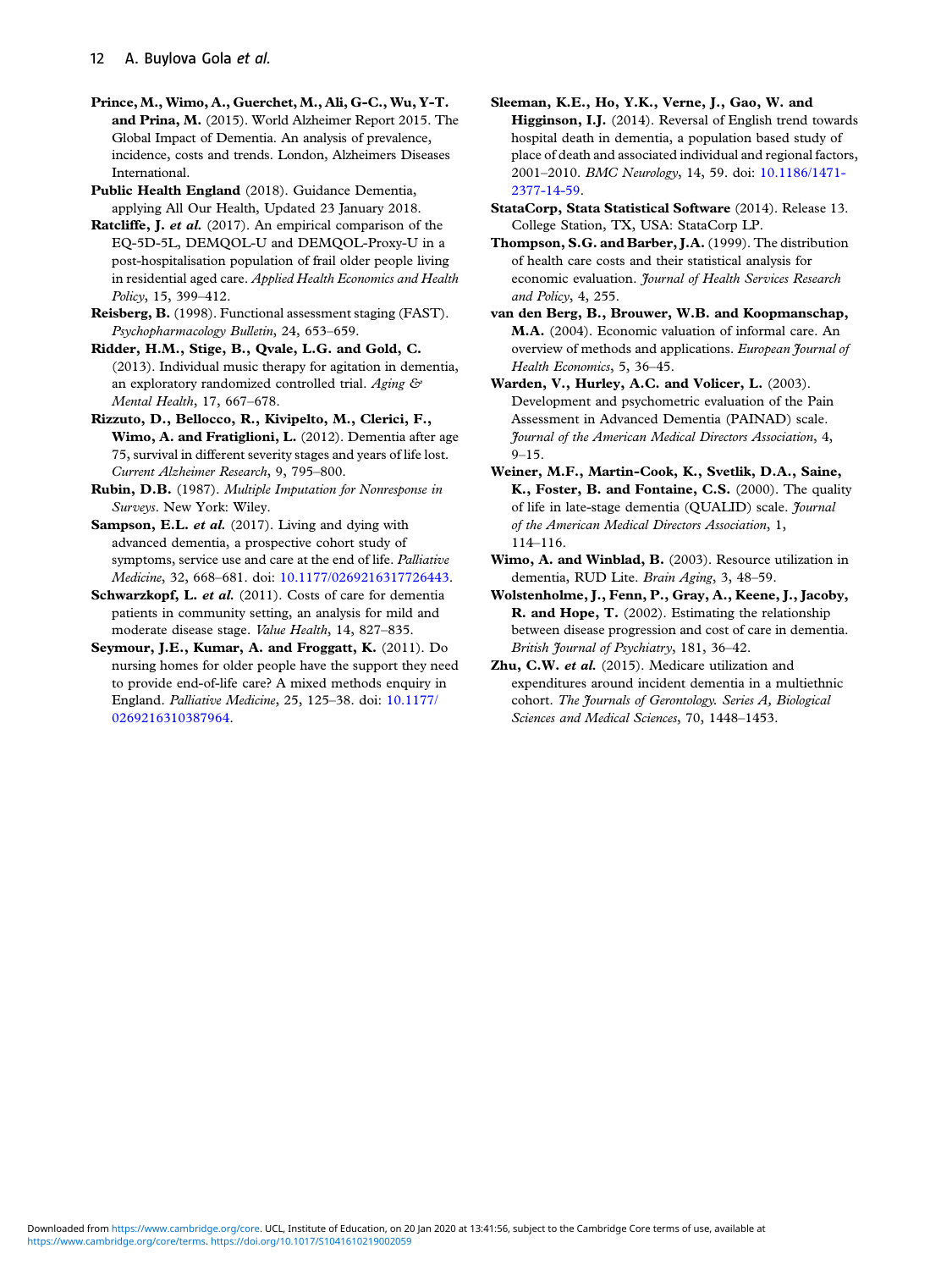**Prince, M., Wimo, A., Guerchet, M., Ali, G-C., Wu, Y-T. and Prina, M.** (2015). World Alzheimer Report 2015. The Global Impact of Dementia. An analysis of prevalence, incidence, costs and trends. London, Alzheimers Diseases International.

**Public Health England** (2018). Guidance Dementia, applying All Our Health, Updated 23 January 2018.

**Ratcliffe, J.** ***et al.*** (2017). An empirical comparison of the EQ-5D-5L, DEMQOL-U and DEMQOL-Proxy-U in a post-hospitalisation population of frail older people living in residential aged care. *Applied Health Economics and Health Policy*, 15, 399–412.

**Reisberg, B.** (1998). Functional assessment staging (FAST). *Psychopharmacology Bulletin*, 24, 653–659.

**Ridder, H.M., Stige, B., Qvale, L.G. and Gold, C.** (2013). Individual music therapy for agitation in dementia, an exploratory randomized controlled trial. *Aging & Mental Health*, 17, 667–678.

**Rizzuto, D., Bellocco, R., Kivipelto, M., Clerici, F., Wimo, A. and Fratiglioni, L.** (2012). Dementia after age 75, survival in different severity stages and years of life lost. *Current Alzheimer Research*, 9, 795–800.

**Rubin, D.B.** (1987). *Multiple Imputation for Nonresponse in Surveys*. New York: Wiley.

**Sampson, E.L.** ***et al.*** (2017). Living and dying with advanced dementia, a prospective cohort study of symptoms, service use and care at the end of life. *Palliative Medicine*, 32, 668–681. doi: 10.1177/0269216317726443.

**Schwarzkopf, L.** ***et al.*** (2011). Costs of care for dementia patients in community setting, an analysis for mild and moderate disease stage. *Value Health*, 14, 827–835.

**Seymour, J.E., Kumar, A. and Froggatt, K.** (2011). Do nursing homes for older people have the support they need to provide end-of-life care? A mixed methods enquiry in England. *Palliative Medicine*, 25, 125–38. doi: 10.1177/0269216310387964.

**Sleeman, K.E., Ho, Y.K., Verne, J., Gao, W. and Higginson, I.J.** (2014). Reversal of English trend towards hospital death in dementia, a population based study of place of death and associated individual and regional factors, 2001–2010. *BMC Neurology*, 14, 59. doi: 10.1186/1471-2377-14-59.

**StataCorp, Stata Statistical Software** (2014). Release 13. College Station, TX, USA: StataCorp LP.

**Thompson, S.G. and Barber, J.A.** (1999). The distribution of health care costs and their statistical analysis for economic evaluation. *Journal of Health Services Research and Policy*, 4, 255.

**van den Berg, B., Brouwer, W.B. and Koopmanschap, M.A.** (2004). Economic valuation of informal care. An overview of methods and applications. *European Journal of Health Economics*, 5, 36–45.

**Warden, V., Hurley, A.C. and Volicer, L.** (2003). Development and psychometric evaluation of the Pain Assessment in Advanced Dementia (PAINAD) scale. *Journal of the American Medical Directors Association*, 4, 9–15.

**Weiner, M.F., Martin-Cook, K., Svetlik, D.A., Saine, K., Foster, B. and Fontaine, C.S.** (2000). The quality of life in late-stage dementia (QUALID) scale. *Journal of the American Medical Directors Association*, 1, 114–116.

**Wimo, A. and Winblad, B.** (2003). Resource utilization in dementia, RUD Lite. *Brain Aging*, 3, 48–59.

**Wolstenholme, J., Fenn, P., Gray, A., Keene, J., Jacoby, R. and Hope, T.** (2002). Estimating the relationship between disease progression and cost of care in dementia. *British Journal of Psychiatry*, 181, 36–42.

**Zhu, C.W.** ***et al.*** (2015). Medicare utilization and expenditures around incident dementia in a multiethnic cohort. *The Journals of Gerontology. Series A, Biological Sciences and Medical Sciences*, 70, 1448–1453.